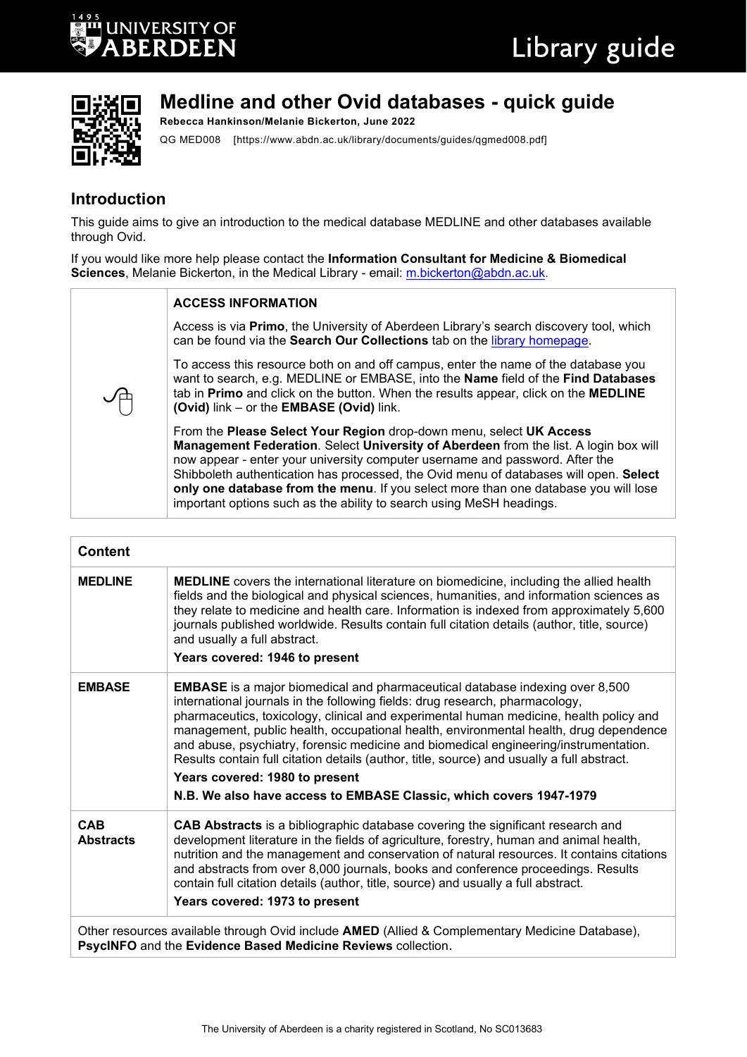# Medline and other Ovid databases - quick guide

**Rebecca Hankinson/Melanie Bickerton, June 2022**

QG MED008 [https://www.abdn.ac.uk/library/documents/guides/qgmed008.pdf]

## Introduction

This guide aims to give an introduction to the medical database MEDLINE and other databases available through Ovid.

If you would like more help please contact the **Information Consultant for Medicine & Biomedical Sciences**, Melanie Bickerton, in the Medical Library - email: m.bickerton@abdn.ac.uk.

**ACCESS INFORMATION**

Access is via **Primo**, the University of Aberdeen Library's search discovery tool, which can be found via the **Search Our Collections** tab on the library homepage.

To access this resource both on and off campus, enter the name of the database you want to search, e.g. MEDLINE or EMBASE, into the **Name** field of the **Find Databases** tab in **Primo** and click on the button. When the results appear, click on the **MEDLINE (Ovid)** link – or the **EMBASE (Ovid)** link.

From the **Please Select Your Region** drop-down menu, select **UK Access Management Federation**. Select **University of Aberdeen** from the list. A login box will now appear - enter your university computer username and password. After the Shibboleth authentication has processed, the Ovid menu of databases will open. **Select only one database from the menu**. If you select more than one database you will lose important options such as the ability to search using MeSH headings.

| **Content** | |
|---|---|
| **MEDLINE** | **MEDLINE** covers the international literature on biomedicine, including the allied health fields and the biological and physical sciences, humanities, and information sciences as they relate to medicine and health care. Information is indexed from approximately 5,600 journals published worldwide. Results contain full citation details (author, title, source) and usually a full abstract. **Years covered: 1946 to present** |
| **EMBASE** | **EMBASE** is a major biomedical and pharmaceutical database indexing over 8,500 international journals in the following fields: drug research, pharmacology, pharmaceutics, toxicology, clinical and experimental human medicine, health policy and management, public health, occupational health, environmental health, drug dependence and abuse, psychiatry, forensic medicine and biomedical engineering/instrumentation. Results contain full citation details (author, title, source) and usually a full abstract. **Years covered: 1980 to present** **N.B. We also have access to EMBASE Classic, which covers 1947-1979** |
| **CAB Abstracts** | **CAB Abstracts** is a bibliographic database covering the significant research and development literature in the fields of agriculture, forestry, human and animal health, nutrition and the management and conservation of natural resources. It contains citations and abstracts from over 8,000 journals, books and conference proceedings. Results contain full citation details (author, title, source) and usually a full abstract. **Years covered: 1973 to present** |

Other resources available through Ovid include **AMED** (Allied & Complementary Medicine Database), **PsycINFO** and the **Evidence Based Medicine Reviews** collection.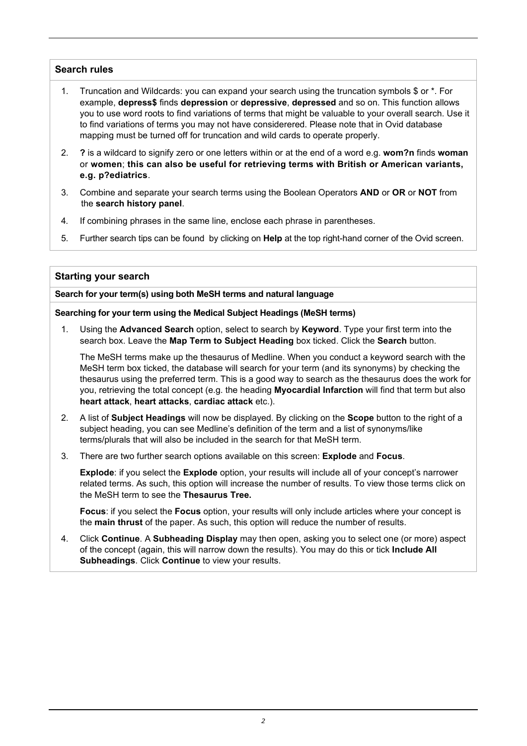## Search rules

1. Truncation and Wildcards: you can expand your search using the truncation symbols $ or *. For example, **depress$** finds **depression** or **depressive**, **depressed** and so on. This function allows you to use word roots to find variations of terms that might be valuable to your overall search. Use it to find variations of terms you may not have considerered. Please note that in Ovid database mapping must be turned off for truncation and wild cards to operate properly.
2. **?** is a wildcard to signify zero or one letters within or at the end of a word e.g. **wom?n** finds **woman** or **women**; **this can also be useful for retrieving terms with British or American variants, e.g. p?ediatrics**.
3. Combine and separate your search terms using the Boolean Operators **AND** or **OR** or **NOT** from the **search history panel**.
4. If combining phrases in the same line, enclose each phrase in parentheses.
5. Further search tips can be found by clicking on **Help** at the top right-hand corner of the Ovid screen.

## Starting your search

**Search for your term(s) using both MeSH terms and natural language**

**Searching for your term using the Medical Subject Headings (MeSH terms)**

1. Using the **Advanced Search** option, select to search by **Keyword**. Type your first term into the search box. Leave the **Map Term to Subject Heading** box ticked. Click the **Search** button.

   The MeSH terms make up the thesaurus of Medline. When you conduct a keyword search with the MeSH term box ticked, the database will search for your term (and its synonyms) by checking the thesaurus using the preferred term. This is a good way to search as the thesaurus does the work for you, retrieving the total concept (e.g. the heading **Myocardial Infarction** will find that term but also **heart attack**, **heart attacks**, **cardiac attack** etc.).

2. A list of **Subject Headings** will now be displayed. By clicking on the **Scope** button to the right of a subject heading, you can see Medline's definition of the term and a list of synonyms/like terms/plurals that will also be included in the search for that MeSH term.
3. There are two further search options available on this screen: **Explode** and **Focus**.

   **Explode**: if you select the **Explode** option, your results will include all of your concept's narrower related terms. As such, this option will increase the number of results. To view those terms click on the MeSH term to see the **Thesaurus Tree.**

   **Focus**: if you select the **Focus** option, your results will only include articles where your concept is the **main thrust** of the paper. As such, this option will reduce the number of results.

4. Click **Continue**. A **Subheading Display** may then open, asking you to select one (or more) aspect of the concept (again, this will narrow down the results). You may do this or tick **Include All Subheadings**. Click **Continue** to view your results.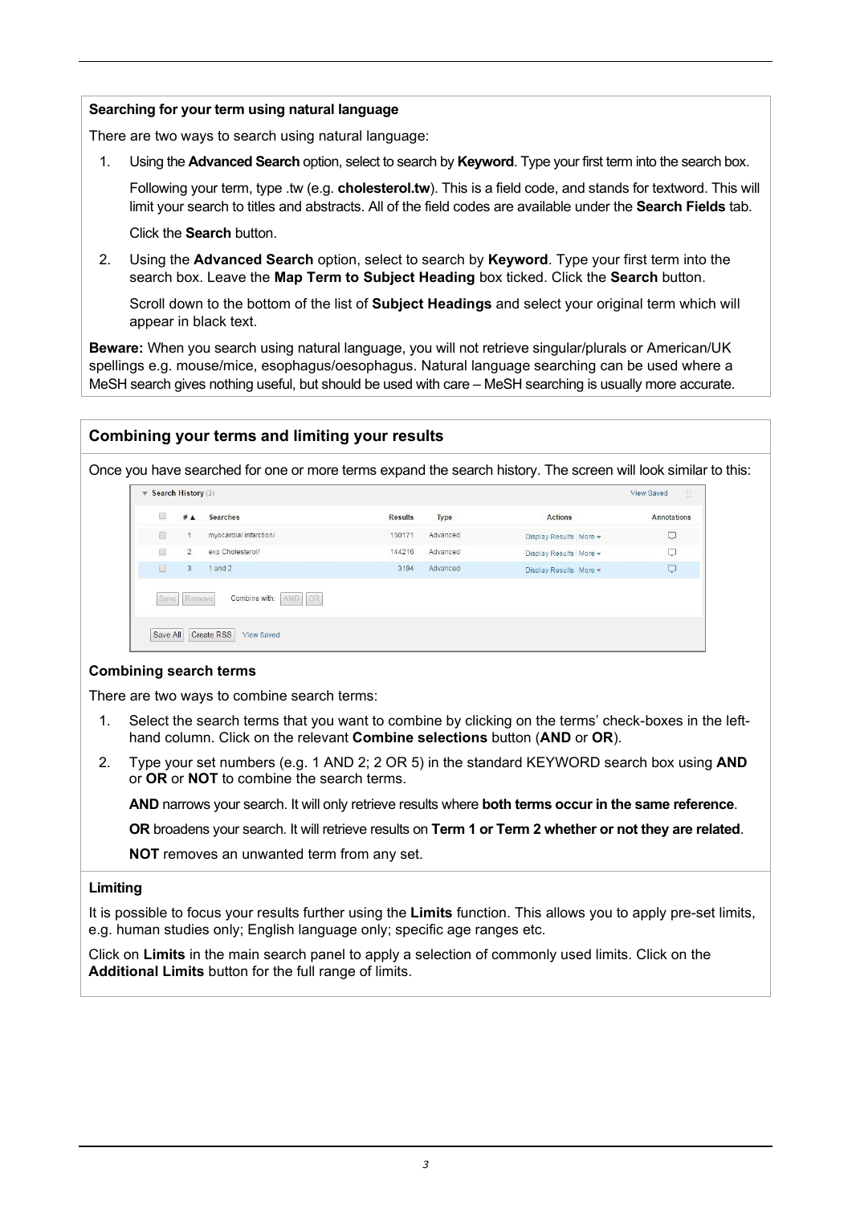**Searching for your term using natural language**

There are two ways to search using natural language:

1. Using the **Advanced Search** option, select to search by **Keyword**. Type your first term into the search box.

   Following your term, type .tw (e.g. **cholesterol.tw**). This is a field code, and stands for textword. This will limit your search to titles and abstracts. All of the field codes are available under the **Search Fields** tab.

   Click the **Search** button.

2. Using the **Advanced Search** option, select to search by **Keyword**. Type your first term into the search box. Leave the **Map Term to Subject Heading** box ticked. Click the **Search** button.

   Scroll down to the bottom of the list of **Subject Headings** and select your original term which will appear in black text.

**Beware:** When you search using natural language, you will not retrieve singular/plurals or American/UK spellings e.g. mouse/mice, esophagus/oesophagus. Natural language searching can be used where a MeSH search gives nothing useful, but should be used with care – MeSH searching is usually more accurate.

## Combining your terms and limiting your results

Once you have searched for one or more terms expand the search history. The screen will look similar to this:

Search History (3)

| | # | Searches | Results | Type | Actions | Annotations |
|---|---|---|---|---|---|---|
| | 1 | myocardial infarction/ | 150171 | Advanced | Display Results \| More | |
| | 2 | exp Cholesterol/ | 144216 | Advanced | Display Results \| More | |
| | 3 | 1 and 2 | 3194 | Advanced | Display Results \| More | |

Save | Remove | Combine with: AND OR

Save All | Create RSS | View Saved

### Combining search terms

There are two ways to combine search terms:

1. Select the search terms that you want to combine by clicking on the terms' check-boxes in the left-hand column. Click on the relevant **Combine selections** button (**AND** or **OR**).
2. Type your set numbers (e.g. 1 AND 2; 2 OR 5) in the standard KEYWORD search box using **AND** or **OR** or **NOT** to combine the search terms.

   **AND** narrows your search. It will only retrieve results where **both terms occur in the same reference**.

   **OR** broadens your search. It will retrieve results on **Term 1 or Term 2 whether or not they are related**.

   **NOT** removes an unwanted term from any set.

### Limiting

It is possible to focus your results further using the **Limits** function. This allows you to apply pre-set limits, e.g. human studies only; English language only; specific age ranges etc.

Click on **Limits** in the main search panel to apply a selection of commonly used limits. Click on the **Additional Limits** button for the full range of limits.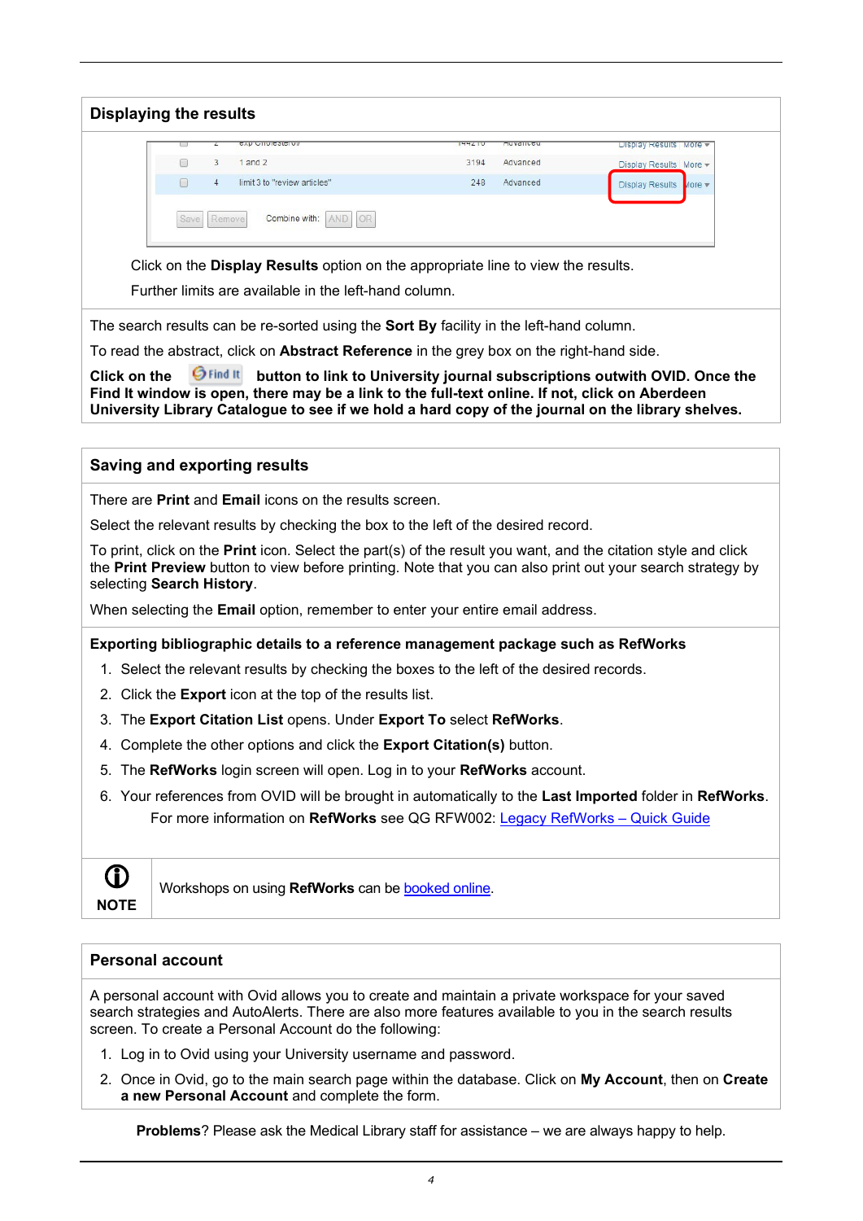## Displaying the results

Click on the **Display Results** option on the appropriate line to view the results.

Further limits are available in the left-hand column.

The search results can be re-sorted using the **Sort By** facility in the left-hand column.

To read the abstract, click on **Abstract Reference** in the grey box on the right-hand side.

**Click on the Find It button to link to University journal subscriptions outwith OVID. Once the Find It window is open, there may be a link to the full-text online. If not, click on Aberdeen University Library Catalogue to see if we hold a hard copy of the journal on the library shelves.**

## Saving and exporting results

There are **Print** and **Email** icons on the results screen.

Select the relevant results by checking the box to the left of the desired record.

To print, click on the **Print** icon. Select the part(s) of the result you want, and the citation style and click the **Print Preview** button to view before printing. Note that you can also print out your search strategy by selecting **Search History**.

When selecting the **Email** option, remember to enter your entire email address.

### Exporting bibliographic details to a reference management package such as RefWorks

1. Select the relevant results by checking the boxes to the left of the desired records.
2. Click the **Export** icon at the top of the results list.
3. The **Export Citation List** opens. Under **Export To** select **RefWorks**.
4. Complete the other options and click the **Export Citation(s)** button.
5. The **RefWorks** login screen will open. Log in to your **RefWorks** account.
6. Your references from OVID will be brought in automatically to the **Last Imported** folder in **RefWorks**.

For more information on **RefWorks** see QG RFW002: Legacy RefWorks – Quick Guide

**NOTE**

Workshops on using **RefWorks** can be booked online.

## Personal account

A personal account with Ovid allows you to create and maintain a private workspace for your saved search strategies and AutoAlerts. There are also more features available to you in the search results screen. To create a Personal Account do the following:

1. Log in to Ovid using your University username and password.
2. Once in Ovid, go to the main search page within the database. Click on **My Account**, then on **Create a new Personal Account** and complete the form.

**Problems**? Please ask the Medical Library staff for assistance – we are always happy to help.